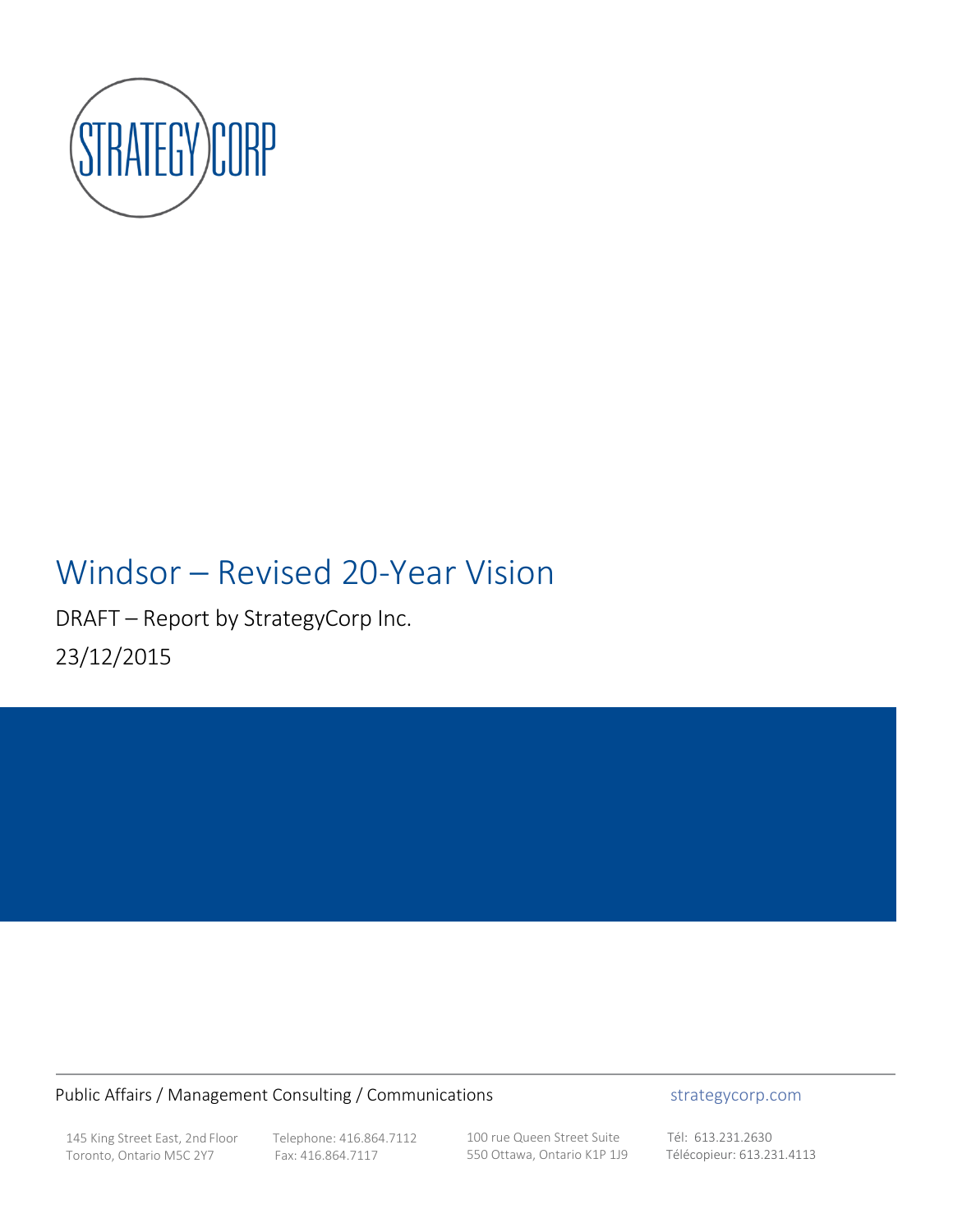# Windsor – Revised 20-Year Vision

DRAFT – Report by StrategyCorp Inc.

23/12/2015

Public Affairs / Management Consulting / Communications

strategycorp.com

145 King Street East, 2nd Floor
Toronto, Ontario M5C 2Y7

Telephone: 416.864.7112
Fax: 416.864.7117

100 rue Queen Street Suite
550 Ottawa, Ontario K1P 1J9

Tél: 613.231.2630
Télécopieur: 613.231.4113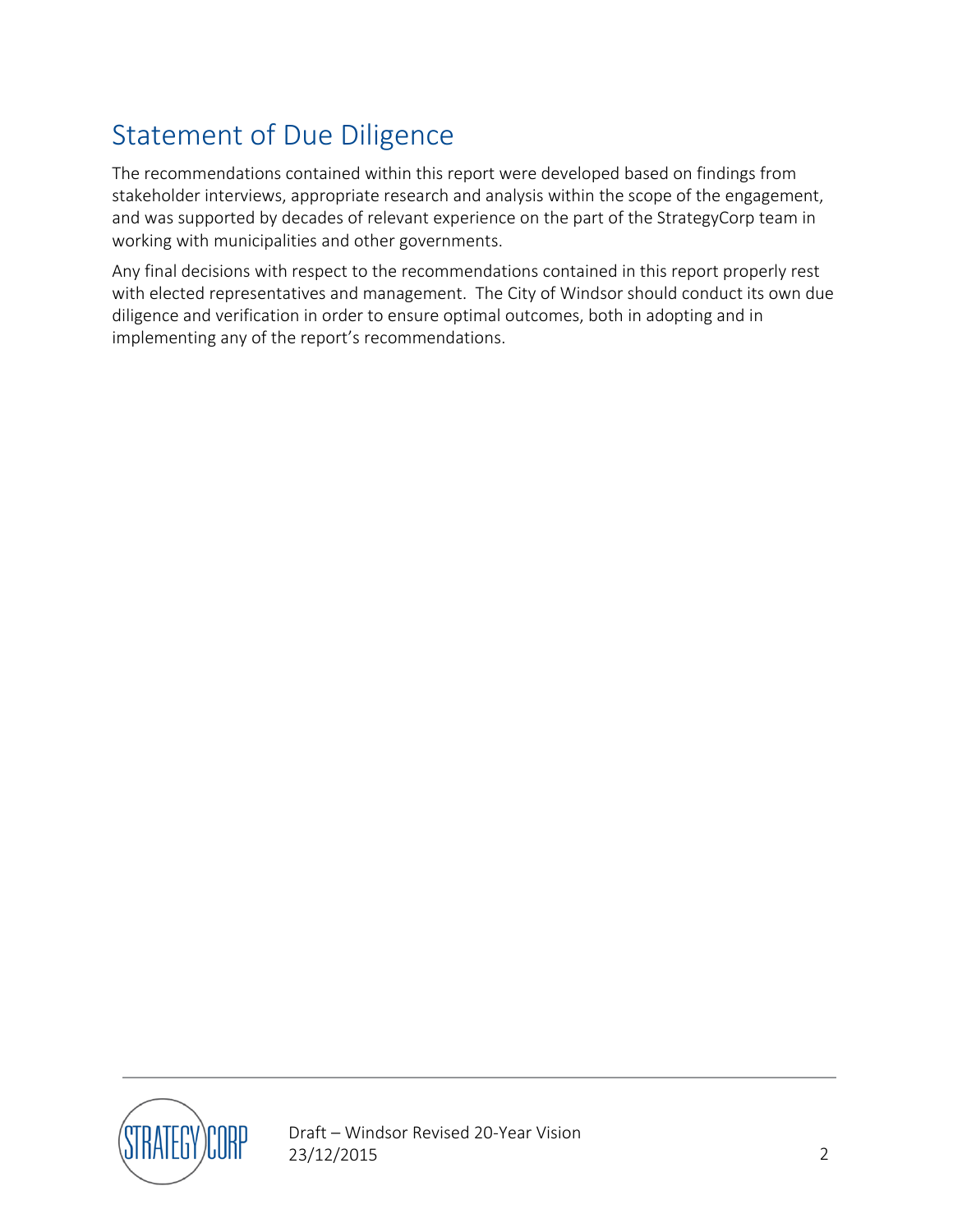# Statement of Due Diligence

The recommendations contained within this report were developed based on findings from stakeholder interviews, appropriate research and analysis within the scope of the engagement, and was supported by decades of relevant experience on the part of the StrategyCorp team in working with municipalities and other governments.

Any final decisions with respect to the recommendations contained in this report properly rest with elected representatives and management. The City of Windsor should conduct its own due diligence and verification in order to ensure optimal outcomes, both in adopting and in implementing any of the report's recommendations.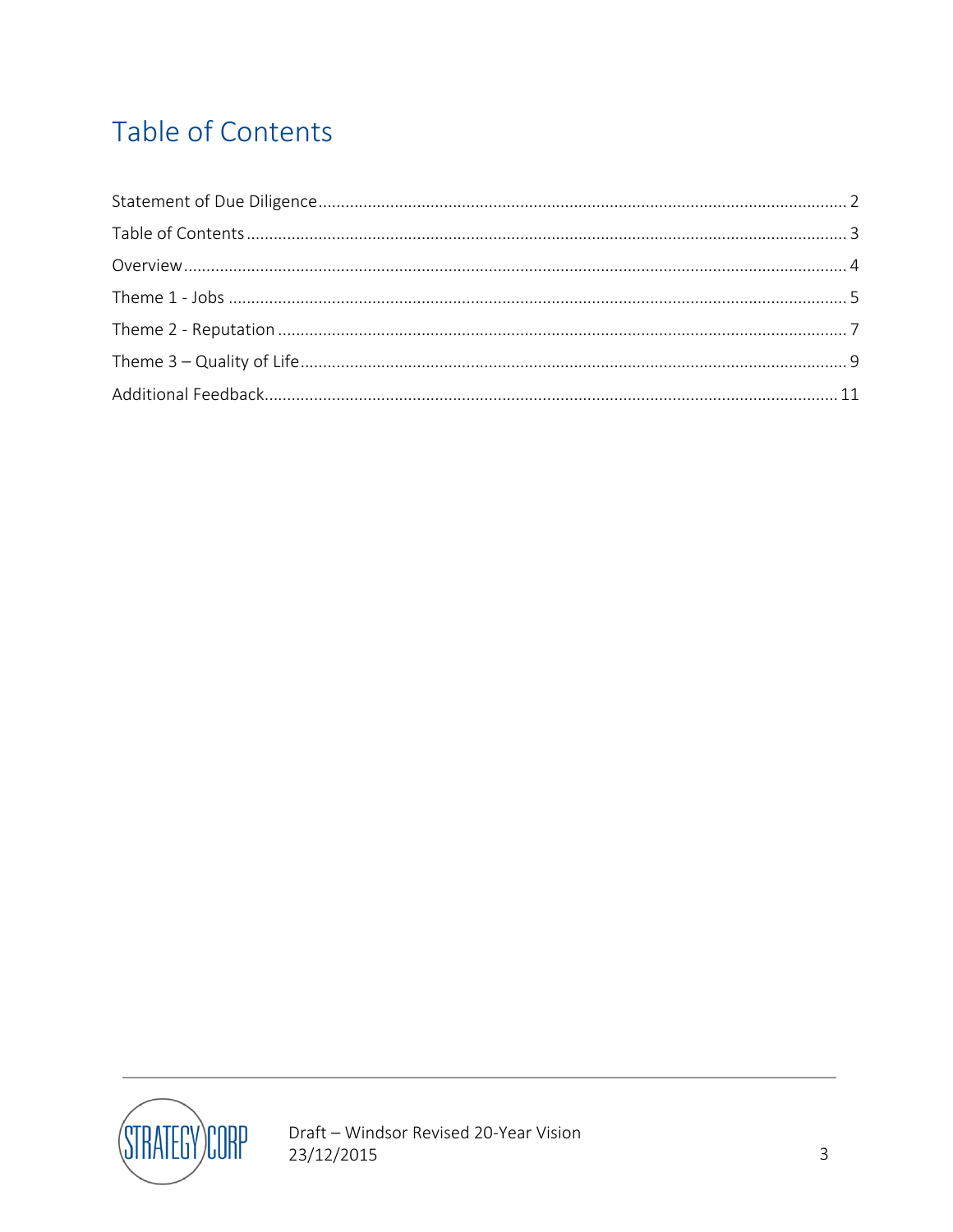# Table of Contents

Statement of Due Diligence .................................................. 2

Table of Contents .................................................. 3

Overview .................................................. 4

Theme 1 - Jobs .................................................. 5

Theme 2 - Reputation .................................................. 7

Theme 3 – Quality of Life .................................................. 9

Additional Feedback .................................................. 11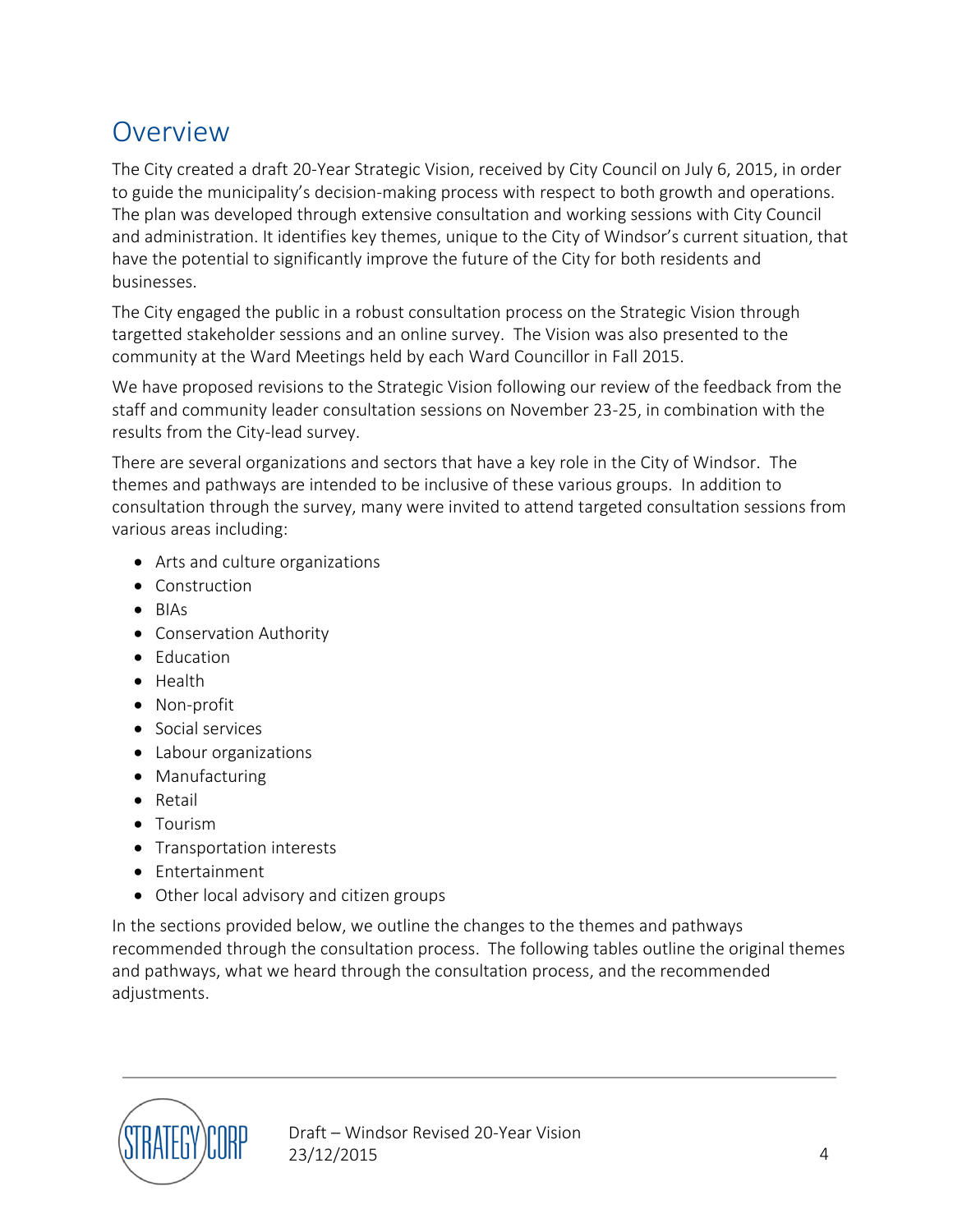# Overview

The City created a draft 20-Year Strategic Vision, received by City Council on July 6, 2015, in order to guide the municipality's decision-making process with respect to both growth and operations. The plan was developed through extensive consultation and working sessions with City Council and administration. It identifies key themes, unique to the City of Windsor's current situation, that have the potential to significantly improve the future of the City for both residents and businesses.

The City engaged the public in a robust consultation process on the Strategic Vision through targetted stakeholder sessions and an online survey. The Vision was also presented to the community at the Ward Meetings held by each Ward Councillor in Fall 2015.

We have proposed revisions to the Strategic Vision following our review of the feedback from the staff and community leader consultation sessions on November 23-25, in combination with the results from the City-lead survey.

There are several organizations and sectors that have a key role in the City of Windsor. The themes and pathways are intended to be inclusive of these various groups. In addition to consultation through the survey, many were invited to attend targeted consultation sessions from various areas including:

- Arts and culture organizations
- Construction
- BIAs
- Conservation Authority
- Education
- Health
- Non-profit
- Social services
- Labour organizations
- Manufacturing
- Retail
- Tourism
- Transportation interests
- Entertainment
- Other local advisory and citizen groups

In the sections provided below, we outline the changes to the themes and pathways recommended through the consultation process. The following tables outline the original themes and pathways, what we heard through the consultation process, and the recommended adjustments.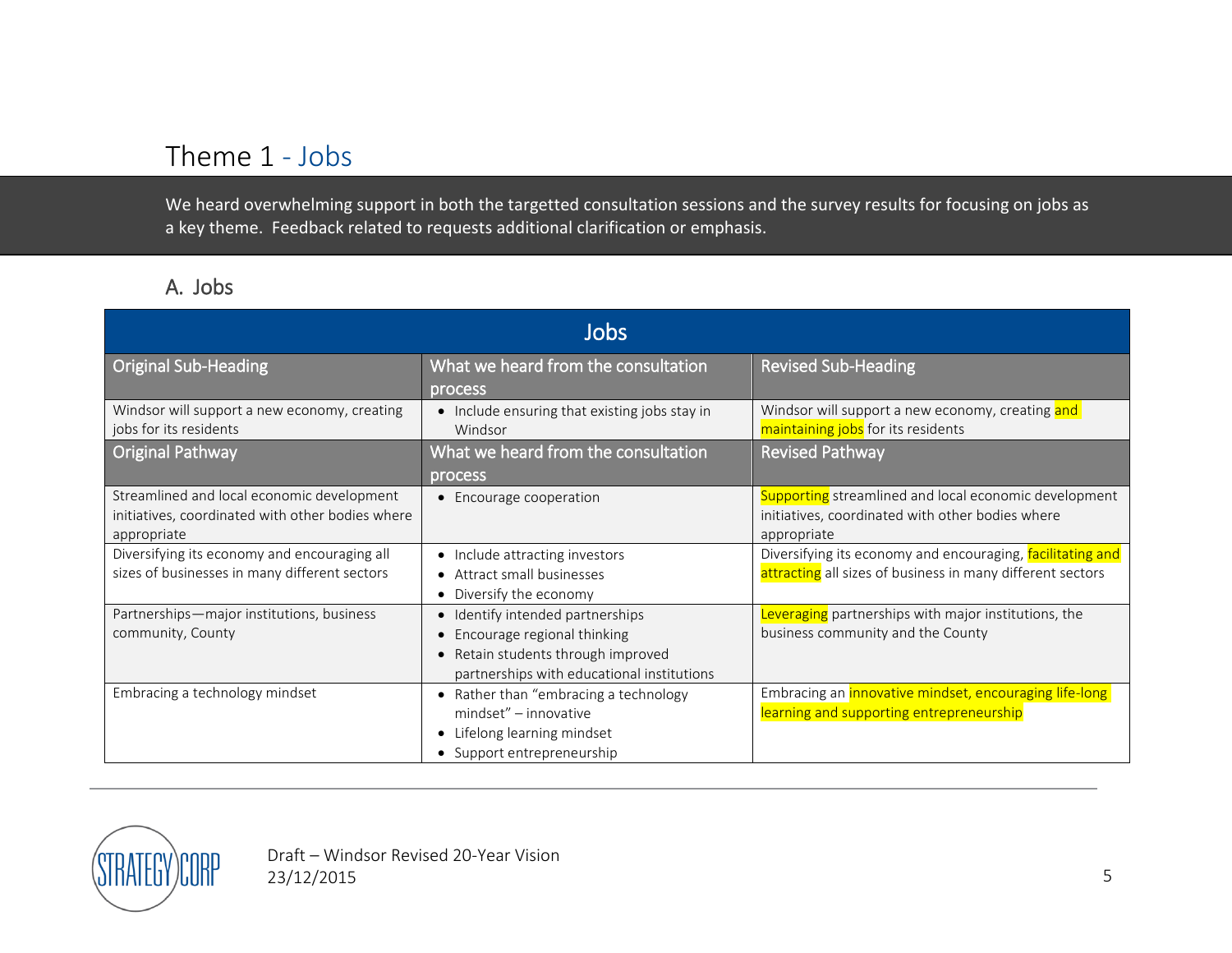# Theme 1 - Jobs

We heard overwhelming support in both the targetted consultation sessions and the survey results for focusing on jobs as a key theme. Feedback related to requests additional clarification or emphasis.

## A. Jobs

| Jobs | | |
|---|---|---|
| **Original Sub-Heading** | **What we heard from the consultation process** | **Revised Sub-Heading** |
| Windsor will support a new economy, creating jobs for its residents | • Include ensuring that existing jobs stay in Windsor | Windsor will support a new economy, creating and maintaining jobs for its residents |
| **Original Pathway** | **What we heard from the consultation process** | **Revised Pathway** |
| Streamlined and local economic development initiatives, coordinated with other bodies where appropriate | • Encourage cooperation | Supporting streamlined and local economic development initiatives, coordinated with other bodies where appropriate |
| Diversifying its economy and encouraging all sizes of businesses in many different sectors | • Include attracting investors<br>• Attract small businesses<br>• Diversify the economy | Diversifying its economy and encouraging, facilitating and attracting all sizes of business in many different sectors |
| Partnerships—major institutions, business community, County | • Identify intended partnerships<br>• Encourage regional thinking<br>• Retain students through improved partnerships with educational institutions | Leveraging partnerships with major institutions, the business community and the County |
| Embracing a technology mindset | • Rather than "embracing a technology mindset" – innovative<br>• Lifelong learning mindset<br>• Support entrepreneurship | Embracing an innovative mindset, encouraging life-long learning and supporting entrepreneurship |

Draft – Windsor Revised 20-Year Vision
23/12/2015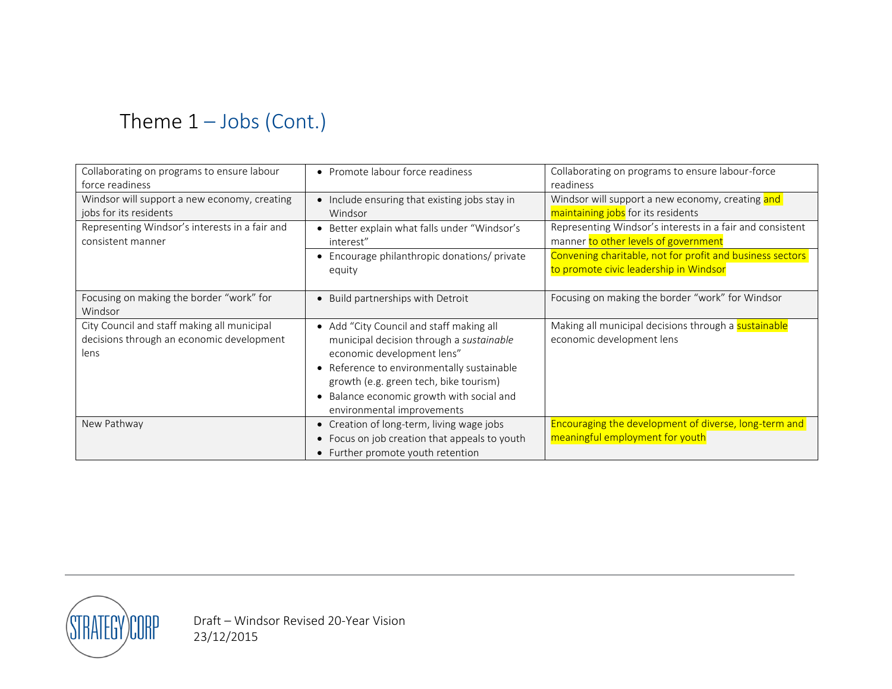# Theme 1 – Jobs (Cont.)

| | | |
|---|---|---|
| Collaborating on programs to ensure labour force readiness | • Promote labour force readiness | Collaborating on programs to ensure labour-force readiness |
| Windsor will support a new economy, creating jobs for its residents | • Include ensuring that existing jobs stay in Windsor | Windsor will support a new economy, creating and maintaining jobs for its residents |
| Representing Windsor's interests in a fair and consistent manner | • Better explain what falls under "Windsor's interest" | Representing Windsor's interests in a fair and consistent manner to other levels of government |
| | • Encourage philanthropic donations/ private equity | Convening charitable, not for profit and business sectors to promote civic leadership in Windsor |
| Focusing on making the border "work" for Windsor | • Build partnerships with Detroit | Focusing on making the border "work" for Windsor |
| City Council and staff making all municipal decisions through an economic development lens | • Add "City Council and staff making all municipal decision through a *sustainable* economic development lens"<br>• Reference to environmentally sustainable growth (e.g. green tech, bike tourism)<br>• Balance economic growth with social and environmental improvements | Making all municipal decisions through a sustainable economic development lens |
| New Pathway | • Creation of long-term, living wage jobs<br>• Focus on job creation that appeals to youth<br>• Further promote youth retention | Encouraging the development of diverse, long-term and meaningful employment for youth |

Draft – Windsor Revised 20-Year Vision
23/12/2015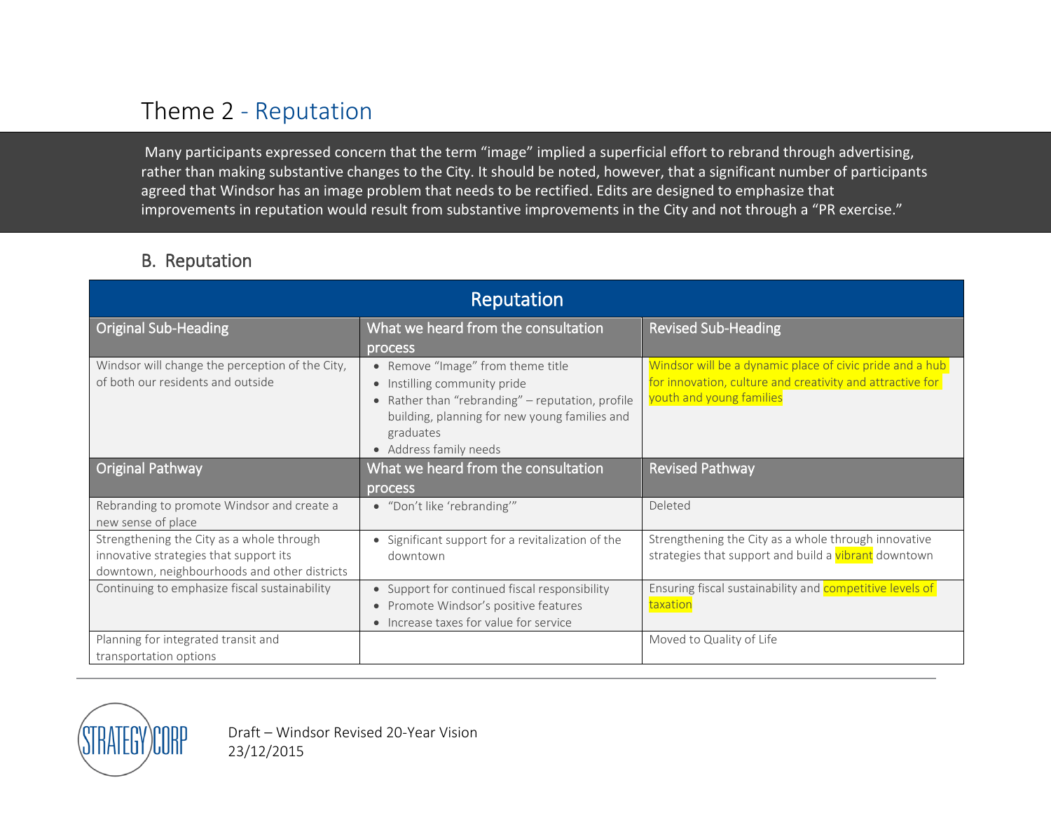# Theme 2 - Reputation

Many participants expressed concern that the term "image" implied a superficial effort to rebrand through advertising, rather than making substantive changes to the City. It should be noted, however, that a significant number of participants agreed that Windsor has an image problem that needs to be rectified. Edits are designed to emphasize that improvements in reputation would result from substantive improvements in the City and not through a "PR exercise."

## B. Reputation

| Reputation | | |
|---|---|---|
| **Original Sub-Heading** | **What we heard from the consultation process** | **Revised Sub-Heading** |
| Windsor will change the perception of the City, of both our residents and outside | • Remove "Image" from theme title<br>• Instilling community pride<br>• Rather than "rebranding" – reputation, profile building, planning for new young families and graduates<br>• Address family needs | Windsor will be a dynamic place of civic pride and a hub for innovation, culture and creativity and attractive for youth and young families |
| **Original Pathway** | **What we heard from the consultation process** | **Revised Pathway** |
| Rebranding to promote Windsor and create a new sense of place | • "Don't like 'rebranding'" | Deleted |
| Strengthening the City as a whole through innovative strategies that support its downtown, neighbourhoods and other districts | • Significant support for a revitalization of the downtown | Strengthening the City as a whole through innovative strategies that support and build a vibrant downtown |
| Continuing to emphasize fiscal sustainability | • Support for continued fiscal responsibility<br>• Promote Windsor's positive features<br>• Increase taxes for value for service | Ensuring fiscal sustainability and competitive levels of taxation |
| Planning for integrated transit and transportation options | | Moved to Quality of Life |

Draft – Windsor Revised 20-Year Vision
23/12/2015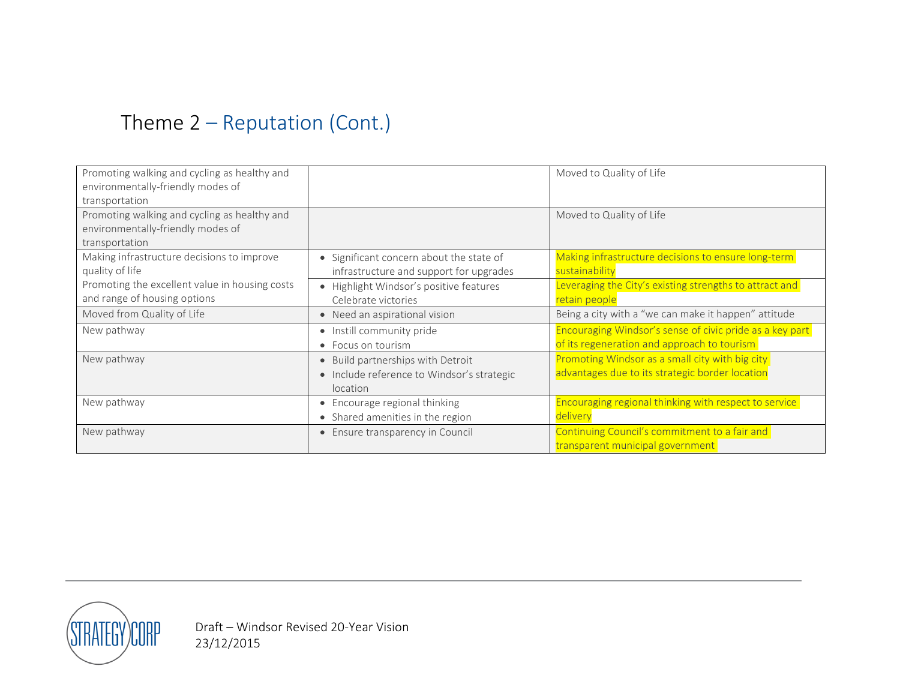# Theme 2 – Reputation (Cont.)

| | | |
|---|---|---|
| Promoting walking and cycling as healthy and environmentally-friendly modes of transportation | | Moved to Quality of Life |
| Promoting walking and cycling as healthy and environmentally-friendly modes of transportation | | Moved to Quality of Life |
| Making infrastructure decisions to improve quality of life | • Significant concern about the state of infrastructure and support for upgrades | Making infrastructure decisions to ensure long-term sustainability |
| Promoting the excellent value in housing costs and range of housing options | • Highlight Windsor's positive features Celebrate victories | Leveraging the City's existing strengths to attract and retain people |
| Moved from Quality of Life | • Need an aspirational vision | Being a city with a "we can make it happen" attitude |
| New pathway | • Instill community pride<br>• Focus on tourism | Encouraging Windsor's sense of civic pride as a key part of its regeneration and approach to tourism |
| New pathway | • Build partnerships with Detroit<br>• Include reference to Windsor's strategic location | Promoting Windsor as a small city with big city advantages due to its strategic border location |
| New pathway | • Encourage regional thinking<br>• Shared amenities in the region | Encouraging regional thinking with respect to service delivery |
| New pathway | • Ensure transparency in Council | Continuing Council's commitment to a fair and transparent municipal government |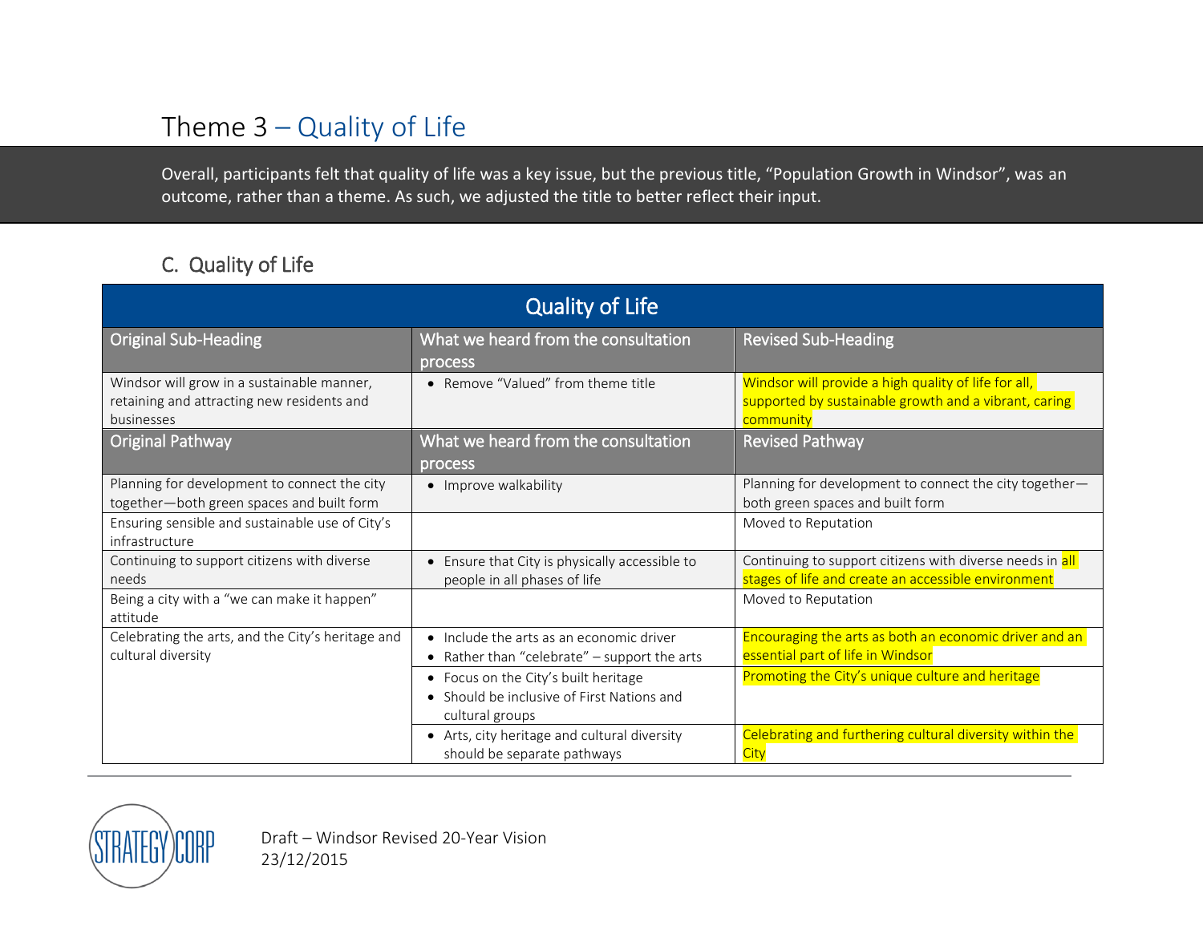# Theme 3 – Quality of Life

Overall, participants felt that quality of life was a key issue, but the previous title, "Population Growth in Windsor", was an outcome, rather than a theme. As such, we adjusted the title to better reflect their input.

## C. Quality of Life

| Quality of Life | | |
|---|---|---|
| **Original Sub-Heading** | **What we heard from the consultation process** | **Revised Sub-Heading** |
| Windsor will grow in a sustainable manner, retaining and attracting new residents and businesses | • Remove "Valued" from theme title | Windsor will provide a high quality of life for all, supported by sustainable growth and a vibrant, caring community |
| **Original Pathway** | **What we heard from the consultation process** | **Revised Pathway** |
| Planning for development to connect the city together—both green spaces and built form | • Improve walkability | Planning for development to connect the city together—both green spaces and built form |
| Ensuring sensible and sustainable use of City's infrastructure | | Moved to Reputation |
| Continuing to support citizens with diverse needs | • Ensure that City is physically accessible to people in all phases of life | Continuing to support citizens with diverse needs in all stages of life and create an accessible environment |
| Being a city with a "we can make it happen" attitude | | Moved to Reputation |
| Celebrating the arts, and the City's heritage and cultural diversity | • Include the arts as an economic driver<br>• Rather than "celebrate" – support the arts | Encouraging the arts as both an economic driver and an essential part of life in Windsor |
| | • Focus on the City's built heritage<br>• Should be inclusive of First Nations and cultural groups | Promoting the City's unique culture and heritage |
| | • Arts, city heritage and cultural diversity should be separate pathways | Celebrating and furthering cultural diversity within the City |

Draft – Windsor Revised 20-Year Vision
23/12/2015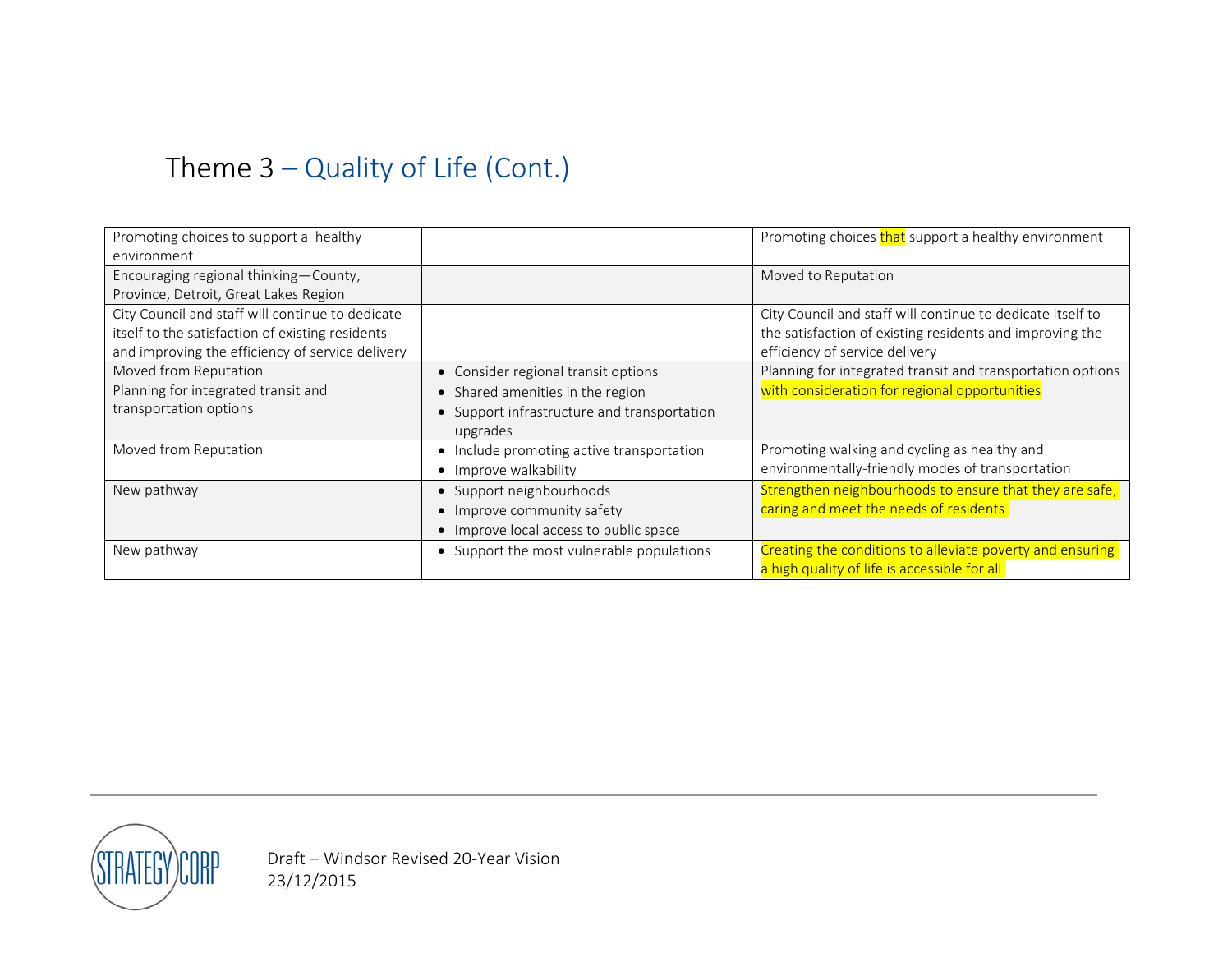# Theme 3 – Quality of Life (Cont.)

| | | |
|---|---|---|
| Promoting choices to support a healthy environment | | Promoting choices that support a healthy environment |
| Encouraging regional thinking—County, Province, Detroit, Great Lakes Region | | Moved to Reputation |
| City Council and staff will continue to dedicate itself to the satisfaction of existing residents and improving the efficiency of service delivery | | City Council and staff will continue to dedicate itself to the satisfaction of existing residents and improving the efficiency of service delivery |
| Moved from Reputation<br>Planning for integrated transit and transportation options | • Consider regional transit options<br>• Shared amenities in the region<br>• Support infrastructure and transportation upgrades | Planning for integrated transit and transportation options with consideration for regional opportunities |
| Moved from Reputation | • Include promoting active transportation<br>• Improve walkability | Promoting walking and cycling as healthy and environmentally-friendly modes of transportation |
| New pathway | • Support neighbourhoods<br>• Improve community safety<br>• Improve local access to public space | Strengthen neighbourhoods to ensure that they are safe, caring and meet the needs of residents |
| New pathway | • Support the most vulnerable populations | Creating the conditions to alleviate poverty and ensuring a high quality of life is accessible for all |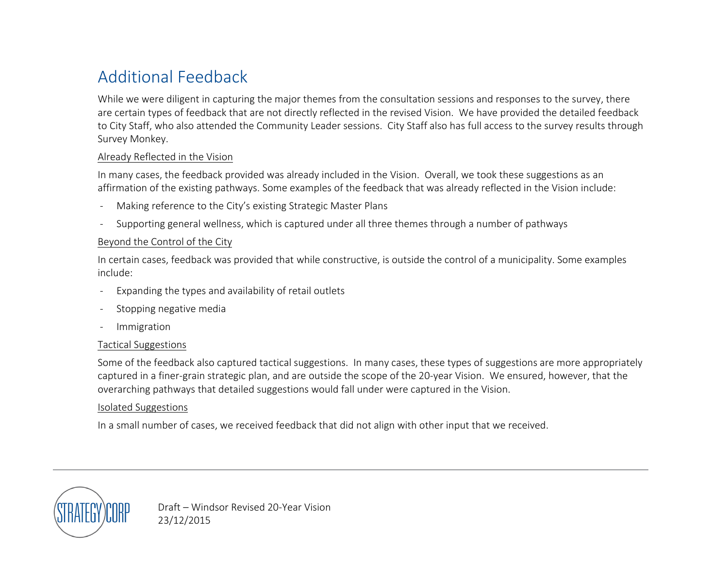## Additional Feedback

While we were diligent in capturing the major themes from the consultation sessions and responses to the survey, there are certain types of feedback that are not directly reflected in the revised Vision. We have provided the detailed feedback to City Staff, who also attended the Community Leader sessions. City Staff also has full access to the survey results through Survey Monkey.

### Already Reflected in the Vision

In many cases, the feedback provided was already included in the Vision. Overall, we took these suggestions as an affirmation of the existing pathways. Some examples of the feedback that was already reflected in the Vision include:

- Making reference to the City's existing Strategic Master Plans
- Supporting general wellness, which is captured under all three themes through a number of pathways

### Beyond the Control of the City

In certain cases, feedback was provided that while constructive, is outside the control of a municipality. Some examples include:

- Expanding the types and availability of retail outlets
- Stopping negative media
- Immigration

### Tactical Suggestions

Some of the feedback also captured tactical suggestions. In many cases, these types of suggestions are more appropriately captured in a finer-grain strategic plan, and are outside the scope of the 20-year Vision. We ensured, however, that the overarching pathways that detailed suggestions would fall under were captured in the Vision.

### Isolated Suggestions

In a small number of cases, we received feedback that did not align with other input that we received.